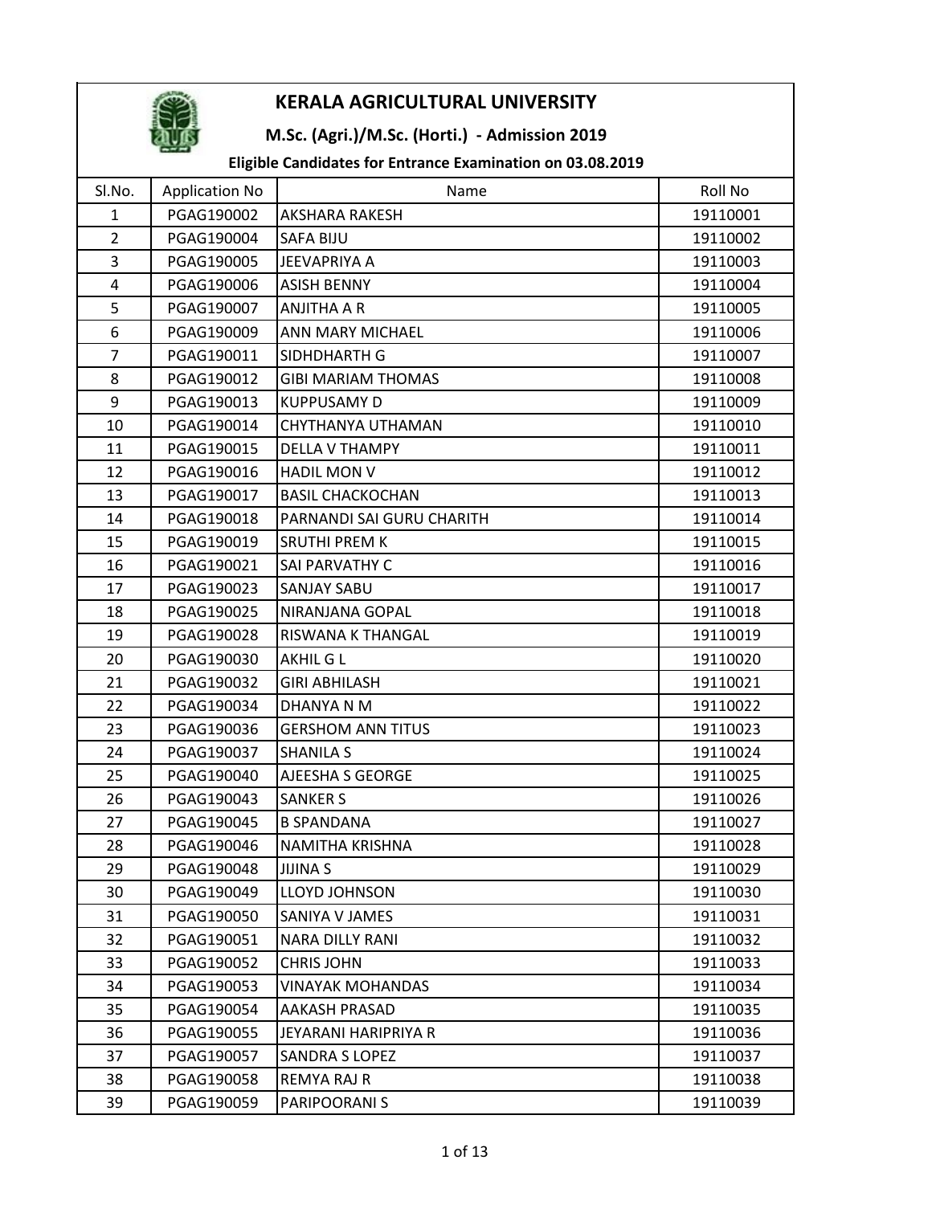# KERALA AGRICULTURAL UNIVERSITY

## M.Sc. (Agri.)/M.Sc. (Horti.) - Admission 2019

### Eligible Candidates for Entrance Examination on 03.08.2019

| Sl.No. | Application No | Name | Roll No |
|---|---|---|---|
| 1 | PGAG190002 | AKSHARA RAKESH | 19110001 |
| 2 | PGAG190004 | SAFA BIJU | 19110002 |
| 3 | PGAG190005 | JEEVAPRIYA A | 19110003 |
| 4 | PGAG190006 | ASISH BENNY | 19110004 |
| 5 | PGAG190007 | ANJITHA A R | 19110005 |
| 6 | PGAG190009 | ANN MARY MICHAEL | 19110006 |
| 7 | PGAG190011 | SIDHDHARTH G | 19110007 |
| 8 | PGAG190012 | GIBI MARIAM THOMAS | 19110008 |
| 9 | PGAG190013 | KUPPUSAMY D | 19110009 |
| 10 | PGAG190014 | CHYTHANYA UTHAMAN | 19110010 |
| 11 | PGAG190015 | DELLA V THAMPY | 19110011 |
| 12 | PGAG190016 | HADIL MON V | 19110012 |
| 13 | PGAG190017 | BASIL CHACKOCHAN | 19110013 |
| 14 | PGAG190018 | PARNANDI SAI GURU CHARITH | 19110014 |
| 15 | PGAG190019 | SRUTHI PREM K | 19110015 |
| 16 | PGAG190021 | SAI PARVATHY C | 19110016 |
| 17 | PGAG190023 | SANJAY SABU | 19110017 |
| 18 | PGAG190025 | NIRANJANA GOPAL | 19110018 |
| 19 | PGAG190028 | RISWANA K THANGAL | 19110019 |
| 20 | PGAG190030 | AKHIL G L | 19110020 |
| 21 | PGAG190032 | GIRI ABHILASH | 19110021 |
| 22 | PGAG190034 | DHANYA N M | 19110022 |
| 23 | PGAG190036 | GERSHOM ANN TITUS | 19110023 |
| 24 | PGAG190037 | SHANILA S | 19110024 |
| 25 | PGAG190040 | AJEESHA S GEORGE | 19110025 |
| 26 | PGAG190043 | SANKER S | 19110026 |
| 27 | PGAG190045 | B SPANDANA | 19110027 |
| 28 | PGAG190046 | NAMITHA KRISHNA | 19110028 |
| 29 | PGAG190048 | JIJINA S | 19110029 |
| 30 | PGAG190049 | LLOYD JOHNSON | 19110030 |
| 31 | PGAG190050 | SANIYA V JAMES | 19110031 |
| 32 | PGAG190051 | NARA DILLY RANI | 19110032 |
| 33 | PGAG190052 | CHRIS JOHN | 19110033 |
| 34 | PGAG190053 | VINAYAK MOHANDAS | 19110034 |
| 35 | PGAG190054 | AAKASH PRASAD | 19110035 |
| 36 | PGAG190055 | JEYARANI HARIPRIYA R | 19110036 |
| 37 | PGAG190057 | SANDRA S LOPEZ | 19110037 |
| 38 | PGAG190058 | REMYA RAJ R | 19110038 |
| 39 | PGAG190059 | PARIPOORANI S | 19110039 |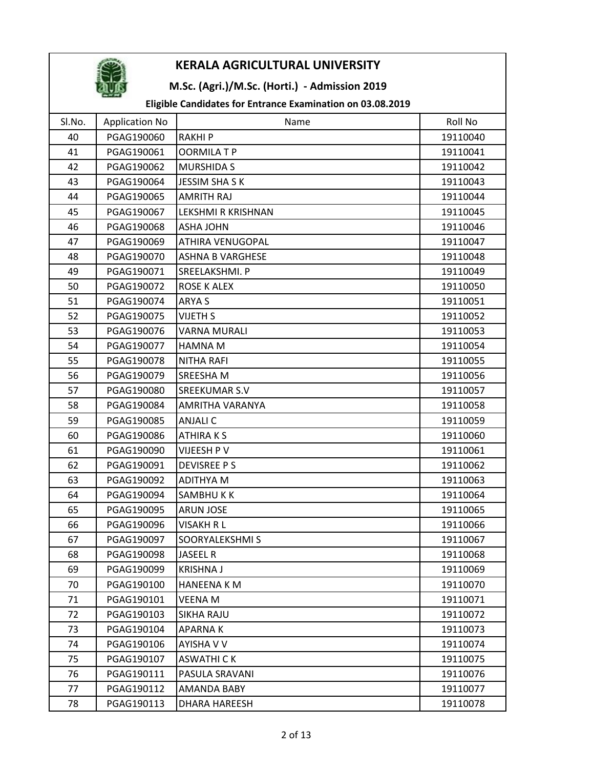# KERALA AGRICULTURAL UNIVERSITY

## M.Sc. (Agri.)/M.Sc. (Horti.) - Admission 2019

### Eligible Candidates for Entrance Examination on 03.08.2019

| Sl.No. | Application No | Name | Roll No |
|---|---|---|---|
| 40 | PGAG190060 | RAKHI P | 19110040 |
| 41 | PGAG190061 | OORMILA T P | 19110041 |
| 42 | PGAG190062 | MURSHIDA S | 19110042 |
| 43 | PGAG190064 | JESSIM SHA S K | 19110043 |
| 44 | PGAG190065 | AMRITH RAJ | 19110044 |
| 45 | PGAG190067 | LEKSHMI R KRISHNAN | 19110045 |
| 46 | PGAG190068 | ASHA JOHN | 19110046 |
| 47 | PGAG190069 | ATHIRA VENUGOPAL | 19110047 |
| 48 | PGAG190070 | ASHNA B VARGHESE | 19110048 |
| 49 | PGAG190071 | SREELAKSHMI. P | 19110049 |
| 50 | PGAG190072 | ROSE K ALEX | 19110050 |
| 51 | PGAG190074 | ARYA S | 19110051 |
| 52 | PGAG190075 | VIJETH S | 19110052 |
| 53 | PGAG190076 | VARNA MURALI | 19110053 |
| 54 | PGAG190077 | HAMNA M | 19110054 |
| 55 | PGAG190078 | NITHA RAFI | 19110055 |
| 56 | PGAG190079 | SREESHA M | 19110056 |
| 57 | PGAG190080 | SREEKUMAR S.V | 19110057 |
| 58 | PGAG190084 | AMRITHA VARANYA | 19110058 |
| 59 | PGAG190085 | ANJALI C | 19110059 |
| 60 | PGAG190086 | ATHIRA K S | 19110060 |
| 61 | PGAG190090 | VIJEESH P V | 19110061 |
| 62 | PGAG190091 | DEVISREE P S | 19110062 |
| 63 | PGAG190092 | ADITHYA M | 19110063 |
| 64 | PGAG190094 | SAMBHU K K | 19110064 |
| 65 | PGAG190095 | ARUN JOSE | 19110065 |
| 66 | PGAG190096 | VISAKH R L | 19110066 |
| 67 | PGAG190097 | SOORYALEKSHMI S | 19110067 |
| 68 | PGAG190098 | JASEEL R | 19110068 |
| 69 | PGAG190099 | KRISHNA J | 19110069 |
| 70 | PGAG190100 | HANEENA K M | 19110070 |
| 71 | PGAG190101 | VEENA M | 19110071 |
| 72 | PGAG190103 | SIKHA RAJU | 19110072 |
| 73 | PGAG190104 | APARNA K | 19110073 |
| 74 | PGAG190106 | AYISHA V V | 19110074 |
| 75 | PGAG190107 | ASWATHI C K | 19110075 |
| 76 | PGAG190111 | PASULA SRAVANI | 19110076 |
| 77 | PGAG190112 | AMANDA BABY | 19110077 |
| 78 | PGAG190113 | DHARA HAREESH | 19110078 |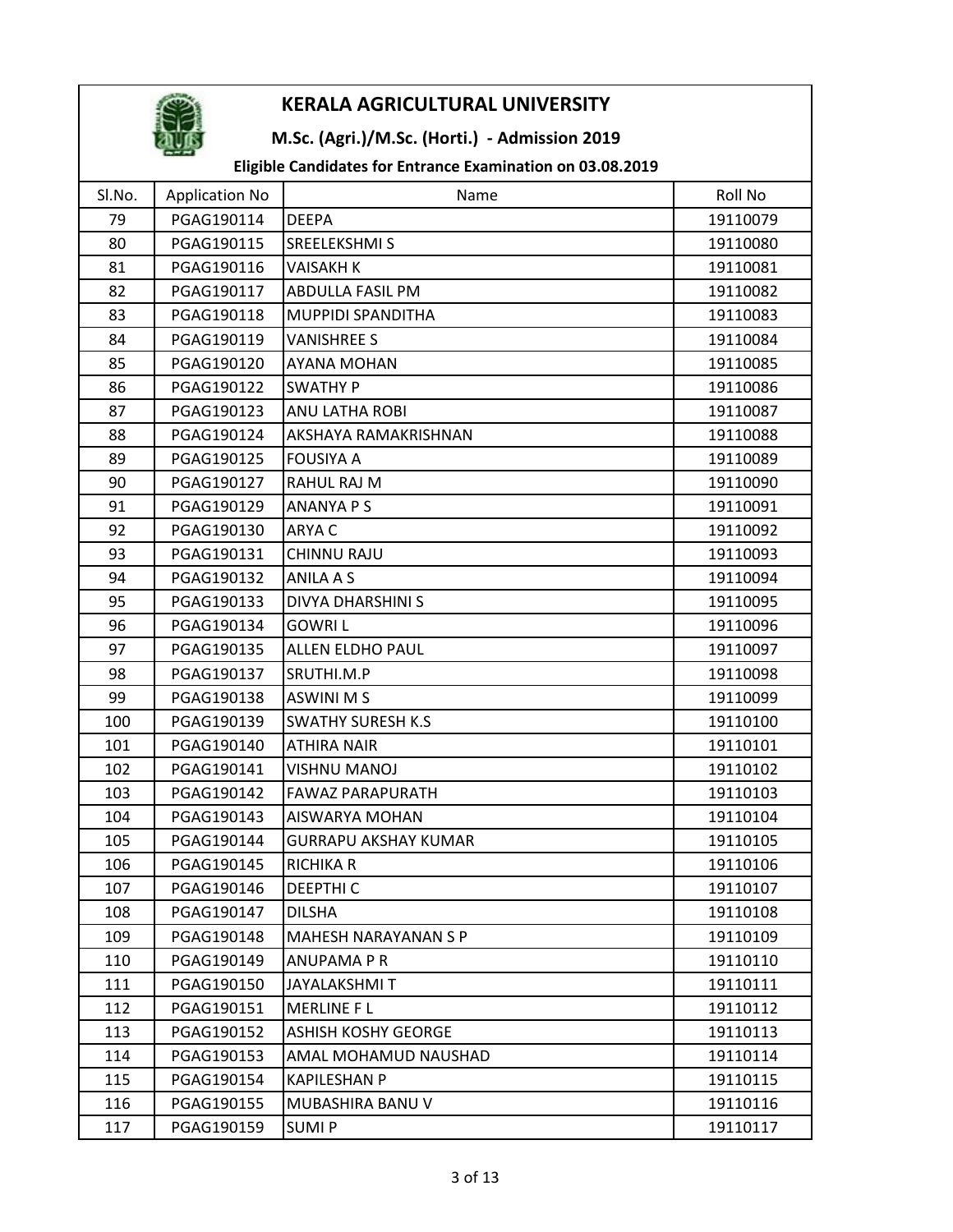# KERALA AGRICULTURAL UNIVERSITY

## M.Sc. (Agri.)/M.Sc. (Horti.) - Admission 2019

### Eligible Candidates for Entrance Examination on 03.08.2019

| Sl.No. | Application No | Name | Roll No |
|---|---|---|---|
| 79 | PGAG190114 | DEEPA | 19110079 |
| 80 | PGAG190115 | SREELEKSHMI S | 19110080 |
| 81 | PGAG190116 | VAISAKH K | 19110081 |
| 82 | PGAG190117 | ABDULLA FASIL PM | 19110082 |
| 83 | PGAG190118 | MUPPIDI SPANDITHA | 19110083 |
| 84 | PGAG190119 | VANISHREE S | 19110084 |
| 85 | PGAG190120 | AYANA MOHAN | 19110085 |
| 86 | PGAG190122 | SWATHY P | 19110086 |
| 87 | PGAG190123 | ANU LATHA ROBI | 19110087 |
| 88 | PGAG190124 | AKSHAYA RAMAKRISHNAN | 19110088 |
| 89 | PGAG190125 | FOUSIYA A | 19110089 |
| 90 | PGAG190127 | RAHUL RAJ M | 19110090 |
| 91 | PGAG190129 | ANANYA P S | 19110091 |
| 92 | PGAG190130 | ARYA C | 19110092 |
| 93 | PGAG190131 | CHINNU RAJU | 19110093 |
| 94 | PGAG190132 | ANILA A S | 19110094 |
| 95 | PGAG190133 | DIVYA DHARSHINI S | 19110095 |
| 96 | PGAG190134 | GOWRI L | 19110096 |
| 97 | PGAG190135 | ALLEN ELDHO PAUL | 19110097 |
| 98 | PGAG190137 | SRUTHI.M.P | 19110098 |
| 99 | PGAG190138 | ASWINI M S | 19110099 |
| 100 | PGAG190139 | SWATHY SURESH K.S | 19110100 |
| 101 | PGAG190140 | ATHIRA NAIR | 19110101 |
| 102 | PGAG190141 | VISHNU MANOJ | 19110102 |
| 103 | PGAG190142 | FAWAZ PARAPURATH | 19110103 |
| 104 | PGAG190143 | AISWARYA MOHAN | 19110104 |
| 105 | PGAG190144 | GURRAPU AKSHAY KUMAR | 19110105 |
| 106 | PGAG190145 | RICHIKA R | 19110106 |
| 107 | PGAG190146 | DEEPTHI C | 19110107 |
| 108 | PGAG190147 | DILSHA | 19110108 |
| 109 | PGAG190148 | MAHESH NARAYANAN S P | 19110109 |
| 110 | PGAG190149 | ANUPAMA P R | 19110110 |
| 111 | PGAG190150 | JAYALAKSHMI T | 19110111 |
| 112 | PGAG190151 | MERLINE F L | 19110112 |
| 113 | PGAG190152 | ASHISH KOSHY GEORGE | 19110113 |
| 114 | PGAG190153 | AMAL MOHAMUD NAUSHAD | 19110114 |
| 115 | PGAG190154 | KAPILESHAN P | 19110115 |
| 116 | PGAG190155 | MUBASHIRA BANU V | 19110116 |
| 117 | PGAG190159 | SUMI P | 19110117 |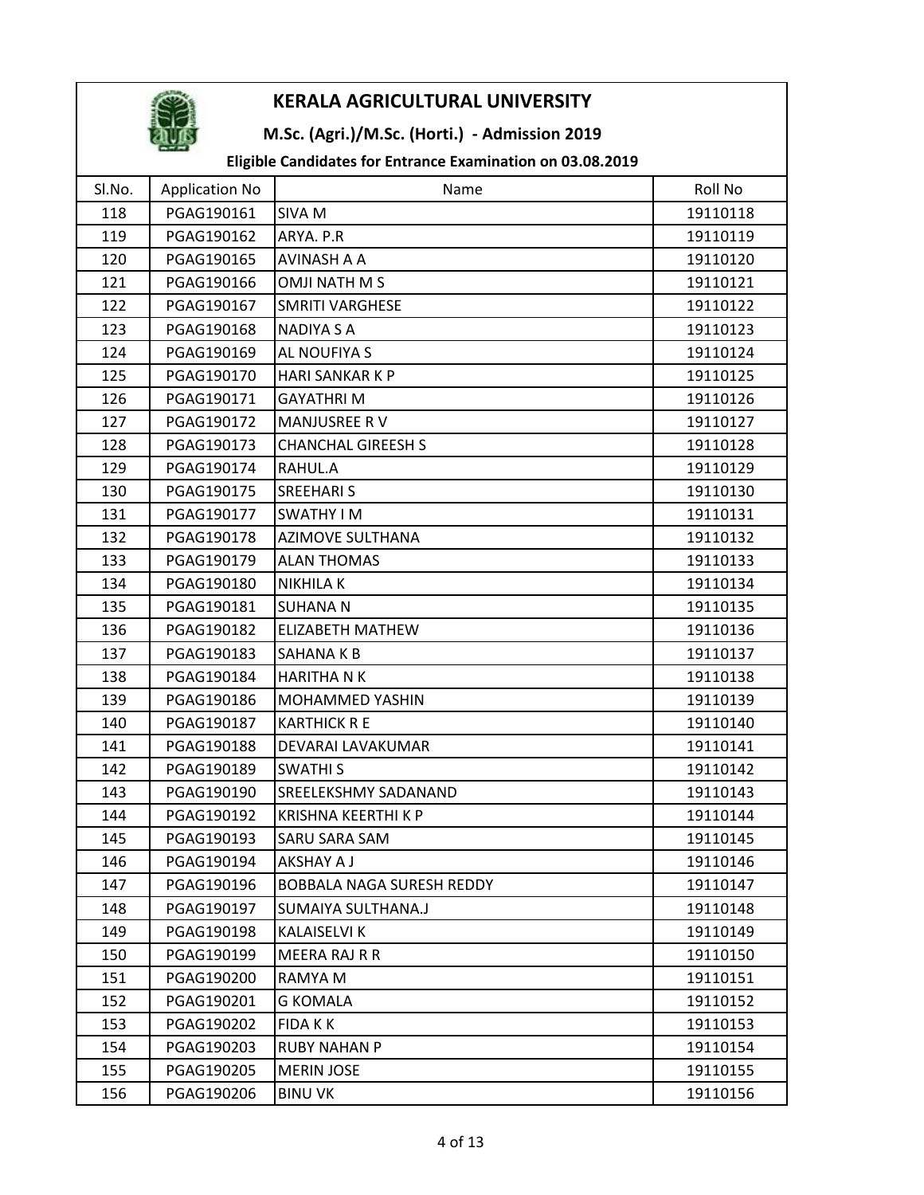# KERALA AGRICULTURAL UNIVERSITY

## M.Sc. (Agri.)/M.Sc. (Horti.) - Admission 2019

### Eligible Candidates for Entrance Examination on 03.08.2019

| Sl.No. | Application No | Name | Roll No |
|---|---|---|---|
| 118 | PGAG190161 | SIVA M | 19110118 |
| 119 | PGAG190162 | ARYA. P.R | 19110119 |
| 120 | PGAG190165 | AVINASH A A | 19110120 |
| 121 | PGAG190166 | OMJI NATH M S | 19110121 |
| 122 | PGAG190167 | SMRITI VARGHESE | 19110122 |
| 123 | PGAG190168 | NADIYA S A | 19110123 |
| 124 | PGAG190169 | AL NOUFIYA S | 19110124 |
| 125 | PGAG190170 | HARI SANKAR K P | 19110125 |
| 126 | PGAG190171 | GAYATHRI M | 19110126 |
| 127 | PGAG190172 | MANJUSREE R V | 19110127 |
| 128 | PGAG190173 | CHANCHAL GIREESH S | 19110128 |
| 129 | PGAG190174 | RAHUL.A | 19110129 |
| 130 | PGAG190175 | SREEHARI S | 19110130 |
| 131 | PGAG190177 | SWATHY I M | 19110131 |
| 132 | PGAG190178 | AZIMOVE SULTHANA | 19110132 |
| 133 | PGAG190179 | ALAN THOMAS | 19110133 |
| 134 | PGAG190180 | NIKHILA K | 19110134 |
| 135 | PGAG190181 | SUHANA N | 19110135 |
| 136 | PGAG190182 | ELIZABETH MATHEW | 19110136 |
| 137 | PGAG190183 | SAHANA K B | 19110137 |
| 138 | PGAG190184 | HARITHA N K | 19110138 |
| 139 | PGAG190186 | MOHAMMED YASHIN | 19110139 |
| 140 | PGAG190187 | KARTHICK R E | 19110140 |
| 141 | PGAG190188 | DEVARAI LAVAKUMAR | 19110141 |
| 142 | PGAG190189 | SWATHI S | 19110142 |
| 143 | PGAG190190 | SREELEKSHMY SADANAND | 19110143 |
| 144 | PGAG190192 | KRISHNA KEERTHI K P | 19110144 |
| 145 | PGAG190193 | SARU SARA SAM | 19110145 |
| 146 | PGAG190194 | AKSHAY A J | 19110146 |
| 147 | PGAG190196 | BOBBALA NAGA SURESH REDDY | 19110147 |
| 148 | PGAG190197 | SUMAIYA SULTHANA.J | 19110148 |
| 149 | PGAG190198 | KALAISELVI K | 19110149 |
| 150 | PGAG190199 | MEERA RAJ R R | 19110150 |
| 151 | PGAG190200 | RAMYA M | 19110151 |
| 152 | PGAG190201 | G KOMALA | 19110152 |
| 153 | PGAG190202 | FIDA K K | 19110153 |
| 154 | PGAG190203 | RUBY NAHAN P | 19110154 |
| 155 | PGAG190205 | MERIN JOSE | 19110155 |
| 156 | PGAG190206 | BINU VK | 19110156 |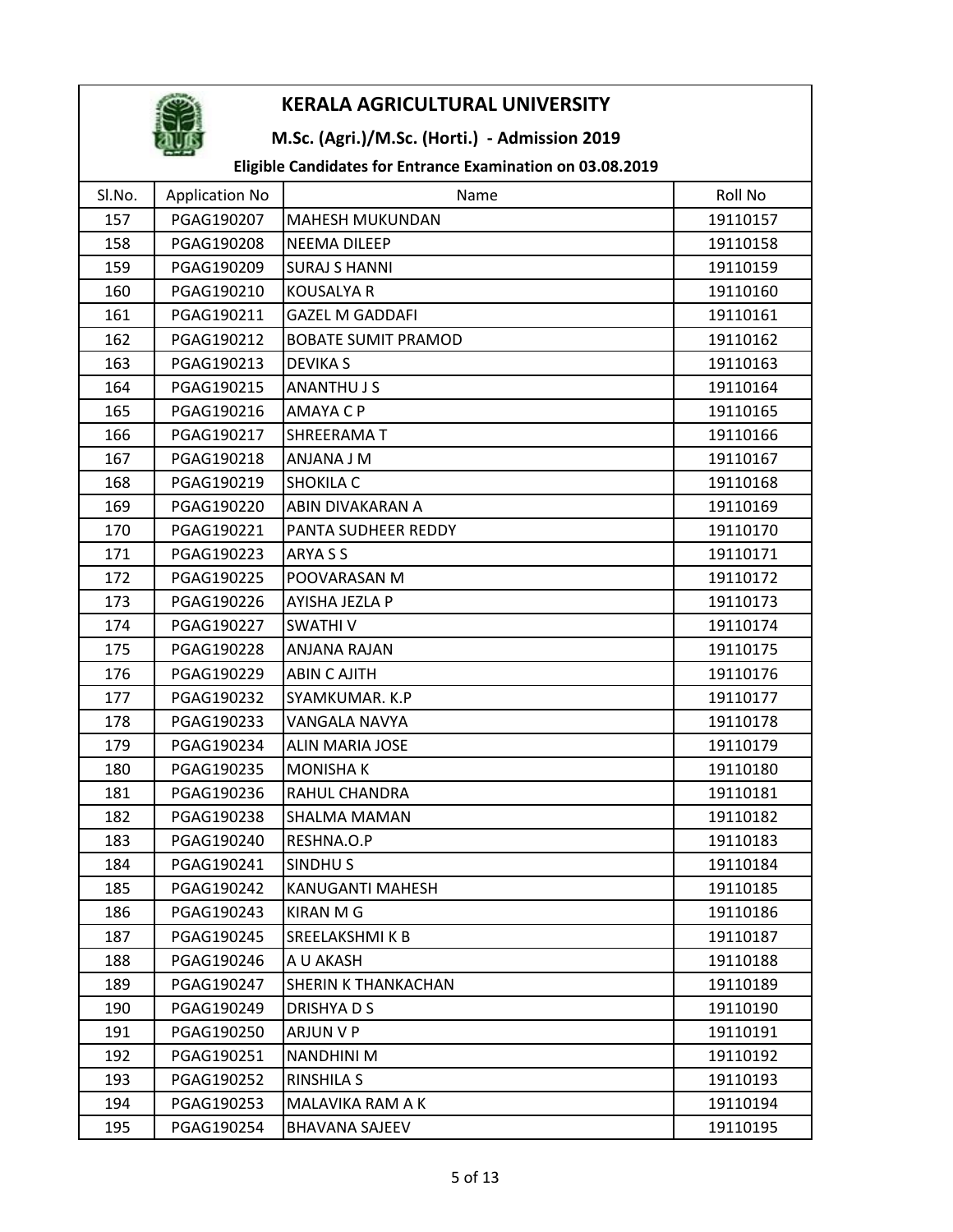# KERALA AGRICULTURAL UNIVERSITY

## M.Sc. (Agri.)/M.Sc. (Horti.) - Admission 2019

### Eligible Candidates for Entrance Examination on 03.08.2019

| Sl.No. | Application No | Name | Roll No |
|---|---|---|---|
| 157 | PGAG190207 | MAHESH MUKUNDAN | 19110157 |
| 158 | PGAG190208 | NEEMA DILEEP | 19110158 |
| 159 | PGAG190209 | SURAJ S HANNI | 19110159 |
| 160 | PGAG190210 | KOUSALYA R | 19110160 |
| 161 | PGAG190211 | GAZEL M GADDAFI | 19110161 |
| 162 | PGAG190212 | BOBATE SUMIT PRAMOD | 19110162 |
| 163 | PGAG190213 | DEVIKA S | 19110163 |
| 164 | PGAG190215 | ANANTHU J S | 19110164 |
| 165 | PGAG190216 | AMAYA C P | 19110165 |
| 166 | PGAG190217 | SHREERAMA T | 19110166 |
| 167 | PGAG190218 | ANJANA J M | 19110167 |
| 168 | PGAG190219 | SHOKILA C | 19110168 |
| 169 | PGAG190220 | ABIN DIVAKARAN A | 19110169 |
| 170 | PGAG190221 | PANTA SUDHEER REDDY | 19110170 |
| 171 | PGAG190223 | ARYA S S | 19110171 |
| 172 | PGAG190225 | POOVARASAN M | 19110172 |
| 173 | PGAG190226 | AYISHA JEZLA P | 19110173 |
| 174 | PGAG190227 | SWATHI V | 19110174 |
| 175 | PGAG190228 | ANJANA RAJAN | 19110175 |
| 176 | PGAG190229 | ABIN C AJITH | 19110176 |
| 177 | PGAG190232 | SYAMKUMAR. K.P | 19110177 |
| 178 | PGAG190233 | VANGALA NAVYA | 19110178 |
| 179 | PGAG190234 | ALIN MARIA JOSE | 19110179 |
| 180 | PGAG190235 | MONISHA K | 19110180 |
| 181 | PGAG190236 | RAHUL CHANDRA | 19110181 |
| 182 | PGAG190238 | SHALMA MAMAN | 19110182 |
| 183 | PGAG190240 | RESHNA.O.P | 19110183 |
| 184 | PGAG190241 | SINDHU S | 19110184 |
| 185 | PGAG190242 | KANUGANTI MAHESH | 19110185 |
| 186 | PGAG190243 | KIRAN M G | 19110186 |
| 187 | PGAG190245 | SREELAKSHMI K B | 19110187 |
| 188 | PGAG190246 | A U AKASH | 19110188 |
| 189 | PGAG190247 | SHERIN K THANKACHAN | 19110189 |
| 190 | PGAG190249 | DRISHYA D S | 19110190 |
| 191 | PGAG190250 | ARJUN V P | 19110191 |
| 192 | PGAG190251 | NANDHINI M | 19110192 |
| 193 | PGAG190252 | RINSHILA S | 19110193 |
| 194 | PGAG190253 | MALAVIKA RAM A K | 19110194 |
| 195 | PGAG190254 | BHAVANA SAJEEV | 19110195 |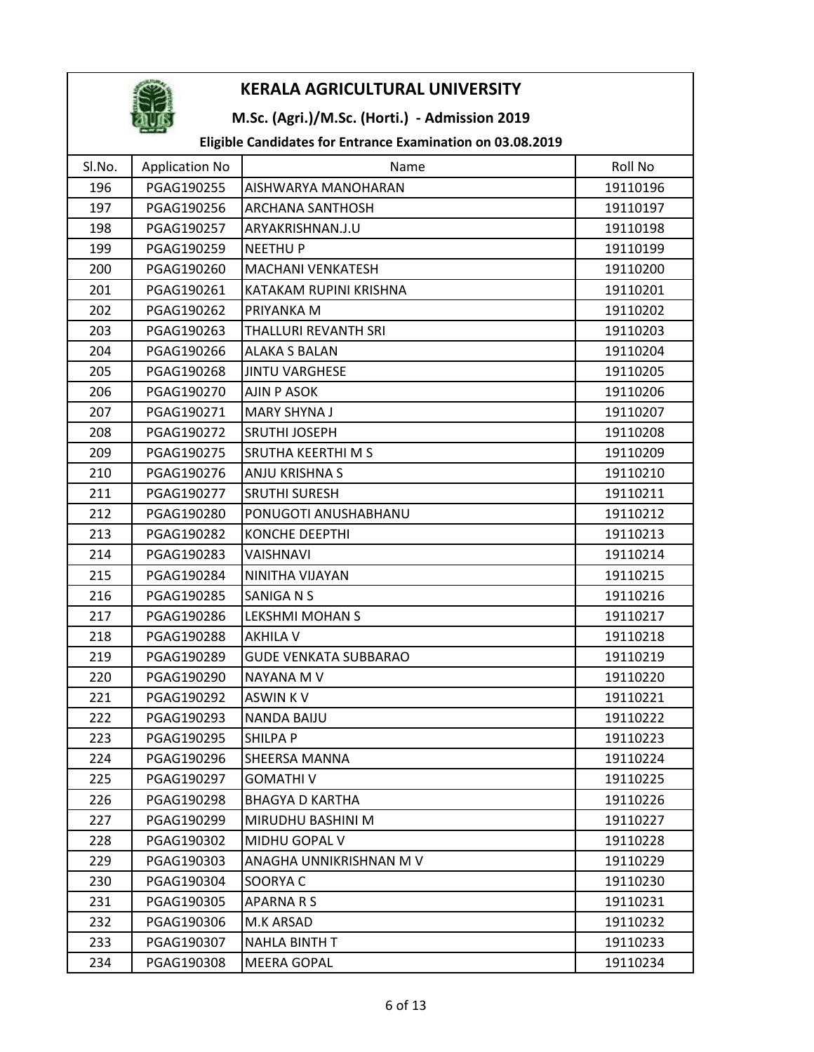# KERALA AGRICULTURAL UNIVERSITY

## M.Sc. (Agri.)/M.Sc. (Horti.) - Admission 2019

### Eligible Candidates for Entrance Examination on 03.08.2019

| Sl.No. | Application No | Name | Roll No |
|---|---|---|---|
| 196 | PGAG190255 | AISHWARYA MANOHARAN | 19110196 |
| 197 | PGAG190256 | ARCHANA SANTHOSH | 19110197 |
| 198 | PGAG190257 | ARYAKRISHNAN.J.U | 19110198 |
| 199 | PGAG190259 | NEETHU P | 19110199 |
| 200 | PGAG190260 | MACHANI VENKATESH | 19110200 |
| 201 | PGAG190261 | KATAKAM RUPINI KRISHNA | 19110201 |
| 202 | PGAG190262 | PRIYANKA M | 19110202 |
| 203 | PGAG190263 | THALLURI REVANTH SRI | 19110203 |
| 204 | PGAG190266 | ALAKA S BALAN | 19110204 |
| 205 | PGAG190268 | JINTU VARGHESE | 19110205 |
| 206 | PGAG190270 | AJIN P ASOK | 19110206 |
| 207 | PGAG190271 | MARY SHYNA J | 19110207 |
| 208 | PGAG190272 | SRUTHI JOSEPH | 19110208 |
| 209 | PGAG190275 | SRUTHA KEERTHI M S | 19110209 |
| 210 | PGAG190276 | ANJU KRISHNA S | 19110210 |
| 211 | PGAG190277 | SRUTHI SURESH | 19110211 |
| 212 | PGAG190280 | PONUGOTI ANUSHABHANU | 19110212 |
| 213 | PGAG190282 | KONCHE DEEPTHI | 19110213 |
| 214 | PGAG190283 | VAISHNAVI | 19110214 |
| 215 | PGAG190284 | NINITHA VIJAYAN | 19110215 |
| 216 | PGAG190285 | SANIGA N S | 19110216 |
| 217 | PGAG190286 | LEKSHMI MOHAN S | 19110217 |
| 218 | PGAG190288 | AKHILA V | 19110218 |
| 219 | PGAG190289 | GUDE VENKATA SUBBARAO | 19110219 |
| 220 | PGAG190290 | NAYANA M V | 19110220 |
| 221 | PGAG190292 | ASWIN K V | 19110221 |
| 222 | PGAG190293 | NANDA BAIJU | 19110222 |
| 223 | PGAG190295 | SHILPA P | 19110223 |
| 224 | PGAG190296 | SHEERSA MANNA | 19110224 |
| 225 | PGAG190297 | GOMATHI V | 19110225 |
| 226 | PGAG190298 | BHAGYA D KARTHA | 19110226 |
| 227 | PGAG190299 | MIRUDHU BASHINI M | 19110227 |
| 228 | PGAG190302 | MIDHU GOPAL V | 19110228 |
| 229 | PGAG190303 | ANAGHA UNNIKRISHNAN M V | 19110229 |
| 230 | PGAG190304 | SOORYA C | 19110230 |
| 231 | PGAG190305 | APARNA R S | 19110231 |
| 232 | PGAG190306 | M.K ARSAD | 19110232 |
| 233 | PGAG190307 | NAHLA BINTH T | 19110233 |
| 234 | PGAG190308 | MEERA GOPAL | 19110234 |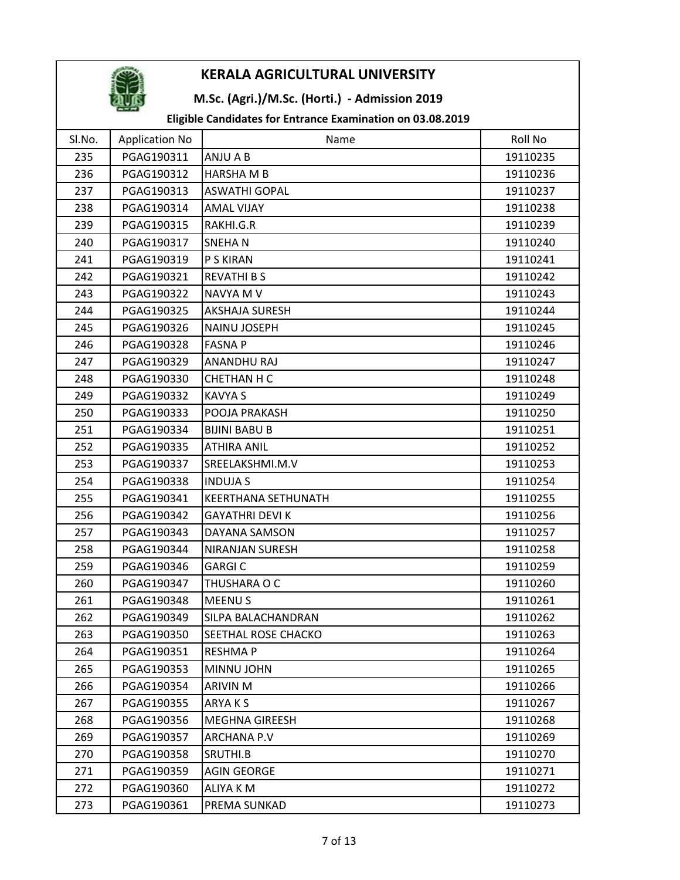# KERALA AGRICULTURAL UNIVERSITY

## M.Sc. (Agri.)/M.Sc. (Horti.) - Admission 2019

### Eligible Candidates for Entrance Examination on 03.08.2019

| Sl.No. | Application No | Name | Roll No |
|---|---|---|---|
| 235 | PGAG190311 | ANJU A B | 19110235 |
| 236 | PGAG190312 | HARSHA M B | 19110236 |
| 237 | PGAG190313 | ASWATHI GOPAL | 19110237 |
| 238 | PGAG190314 | AMAL VIJAY | 19110238 |
| 239 | PGAG190315 | RAKHI.G.R | 19110239 |
| 240 | PGAG190317 | SNEHA N | 19110240 |
| 241 | PGAG190319 | P S KIRAN | 19110241 |
| 242 | PGAG190321 | REVATHI B S | 19110242 |
| 243 | PGAG190322 | NAVYA M V | 19110243 |
| 244 | PGAG190325 | AKSHAJA SURESH | 19110244 |
| 245 | PGAG190326 | NAINU JOSEPH | 19110245 |
| 246 | PGAG190328 | FASNA P | 19110246 |
| 247 | PGAG190329 | ANANDHU RAJ | 19110247 |
| 248 | PGAG190330 | CHETHAN H C | 19110248 |
| 249 | PGAG190332 | KAVYA S | 19110249 |
| 250 | PGAG190333 | POOJA PRAKASH | 19110250 |
| 251 | PGAG190334 | BIJINI BABU B | 19110251 |
| 252 | PGAG190335 | ATHIRA ANIL | 19110252 |
| 253 | PGAG190337 | SREELAKSHMI.M.V | 19110253 |
| 254 | PGAG190338 | INDUJA S | 19110254 |
| 255 | PGAG190341 | KEERTHANA SETHUNATH | 19110255 |
| 256 | PGAG190342 | GAYATHRI DEVI K | 19110256 |
| 257 | PGAG190343 | DAYANA SAMSON | 19110257 |
| 258 | PGAG190344 | NIRANJAN SURESH | 19110258 |
| 259 | PGAG190346 | GARGI C | 19110259 |
| 260 | PGAG190347 | THUSHARA O C | 19110260 |
| 261 | PGAG190348 | MEENU S | 19110261 |
| 262 | PGAG190349 | SILPA BALACHANDRAN | 19110262 |
| 263 | PGAG190350 | SEETHAL ROSE CHACKO | 19110263 |
| 264 | PGAG190351 | RESHMA P | 19110264 |
| 265 | PGAG190353 | MINNU JOHN | 19110265 |
| 266 | PGAG190354 | ARIVIN M | 19110266 |
| 267 | PGAG190355 | ARYA K S | 19110267 |
| 268 | PGAG190356 | MEGHNA GIREESH | 19110268 |
| 269 | PGAG190357 | ARCHANA P.V | 19110269 |
| 270 | PGAG190358 | SRUTHI.B | 19110270 |
| 271 | PGAG190359 | AGIN GEORGE | 19110271 |
| 272 | PGAG190360 | ALIYA K M | 19110272 |
| 273 | PGAG190361 | PREMA SUNKAD | 19110273 |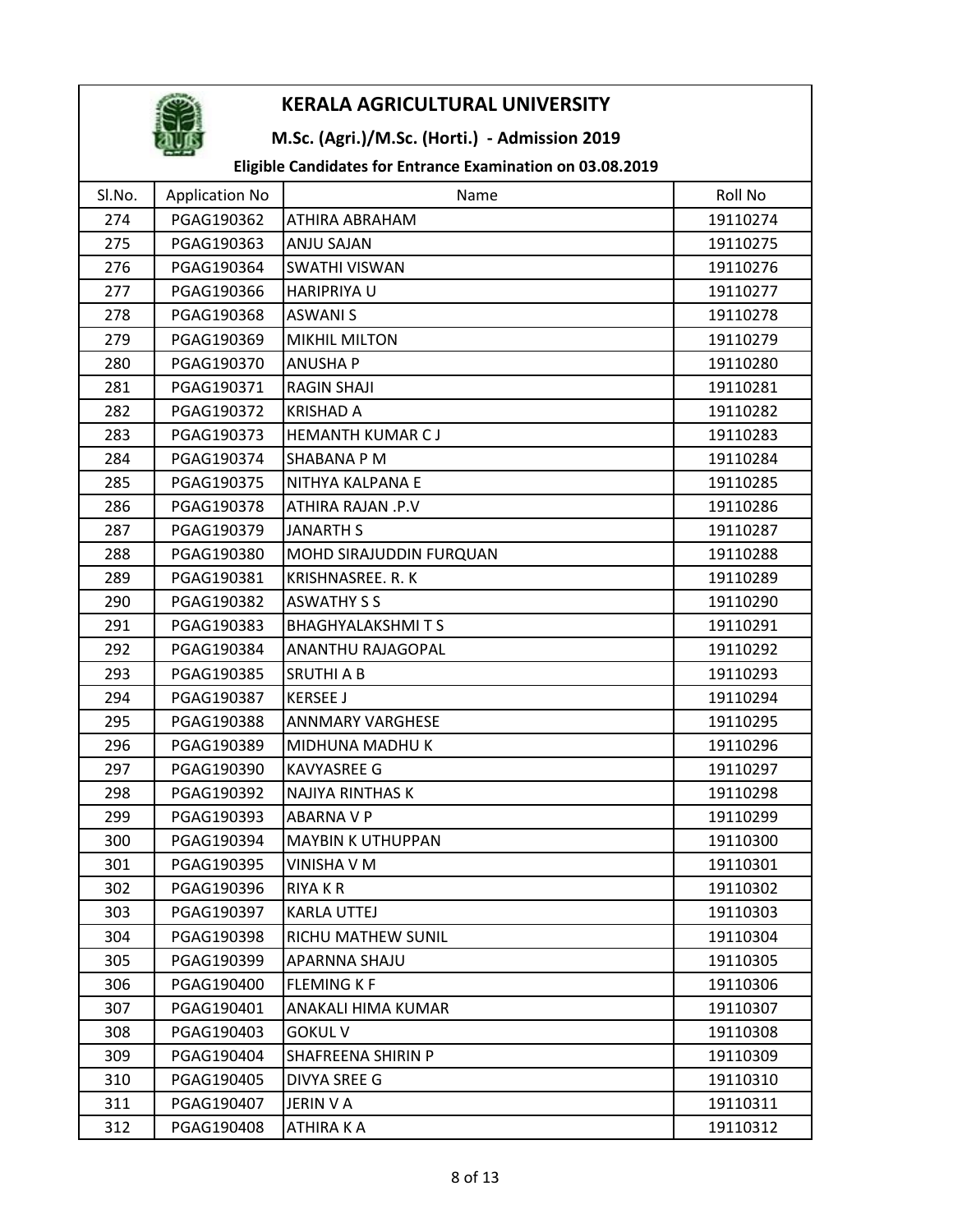# KERALA AGRICULTURAL UNIVERSITY

## M.Sc. (Agri.)/M.Sc. (Horti.) - Admission 2019

### Eligible Candidates for Entrance Examination on 03.08.2019

| Sl.No. | Application No | Name | Roll No |
|---|---|---|---|
| 274 | PGAG190362 | ATHIRA ABRAHAM | 19110274 |
| 275 | PGAG190363 | ANJU SAJAN | 19110275 |
| 276 | PGAG190364 | SWATHI VISWAN | 19110276 |
| 277 | PGAG190366 | HARIPRIYA U | 19110277 |
| 278 | PGAG190368 | ASWANI S | 19110278 |
| 279 | PGAG190369 | MIKHIL MILTON | 19110279 |
| 280 | PGAG190370 | ANUSHA P | 19110280 |
| 281 | PGAG190371 | RAGIN SHAJI | 19110281 |
| 282 | PGAG190372 | KRISHAD A | 19110282 |
| 283 | PGAG190373 | HEMANTH KUMAR C J | 19110283 |
| 284 | PGAG190374 | SHABANA P M | 19110284 |
| 285 | PGAG190375 | NITHYA KALPANA E | 19110285 |
| 286 | PGAG190378 | ATHIRA RAJAN .P.V | 19110286 |
| 287 | PGAG190379 | JANARTH S | 19110287 |
| 288 | PGAG190380 | MOHD SIRAJUDDIN FURQUAN | 19110288 |
| 289 | PGAG190381 | KRISHNASREE. R. K | 19110289 |
| 290 | PGAG190382 | ASWATHY S S | 19110290 |
| 291 | PGAG190383 | BHAGHYALAKSHMI T S | 19110291 |
| 292 | PGAG190384 | ANANTHU RAJAGOPAL | 19110292 |
| 293 | PGAG190385 | SRUTHI A B | 19110293 |
| 294 | PGAG190387 | KERSEE J | 19110294 |
| 295 | PGAG190388 | ANNMARY VARGHESE | 19110295 |
| 296 | PGAG190389 | MIDHUNA MADHU K | 19110296 |
| 297 | PGAG190390 | KAVYASREE G | 19110297 |
| 298 | PGAG190392 | NAJIYA RINTHAS K | 19110298 |
| 299 | PGAG190393 | ABARNA V P | 19110299 |
| 300 | PGAG190394 | MAYBIN K UTHUPPAN | 19110300 |
| 301 | PGAG190395 | VINISHA V M | 19110301 |
| 302 | PGAG190396 | RIYA K R | 19110302 |
| 303 | PGAG190397 | KARLA UTTEJ | 19110303 |
| 304 | PGAG190398 | RICHU MATHEW SUNIL | 19110304 |
| 305 | PGAG190399 | APARNNA SHAJU | 19110305 |
| 306 | PGAG190400 | FLEMING K F | 19110306 |
| 307 | PGAG190401 | ANAKALI HIMA KUMAR | 19110307 |
| 308 | PGAG190403 | GOKUL V | 19110308 |
| 309 | PGAG190404 | SHAFREENA SHIRIN P | 19110309 |
| 310 | PGAG190405 | DIVYA SREE G | 19110310 |
| 311 | PGAG190407 | JERIN V A | 19110311 |
| 312 | PGAG190408 | ATHIRA K A | 19110312 |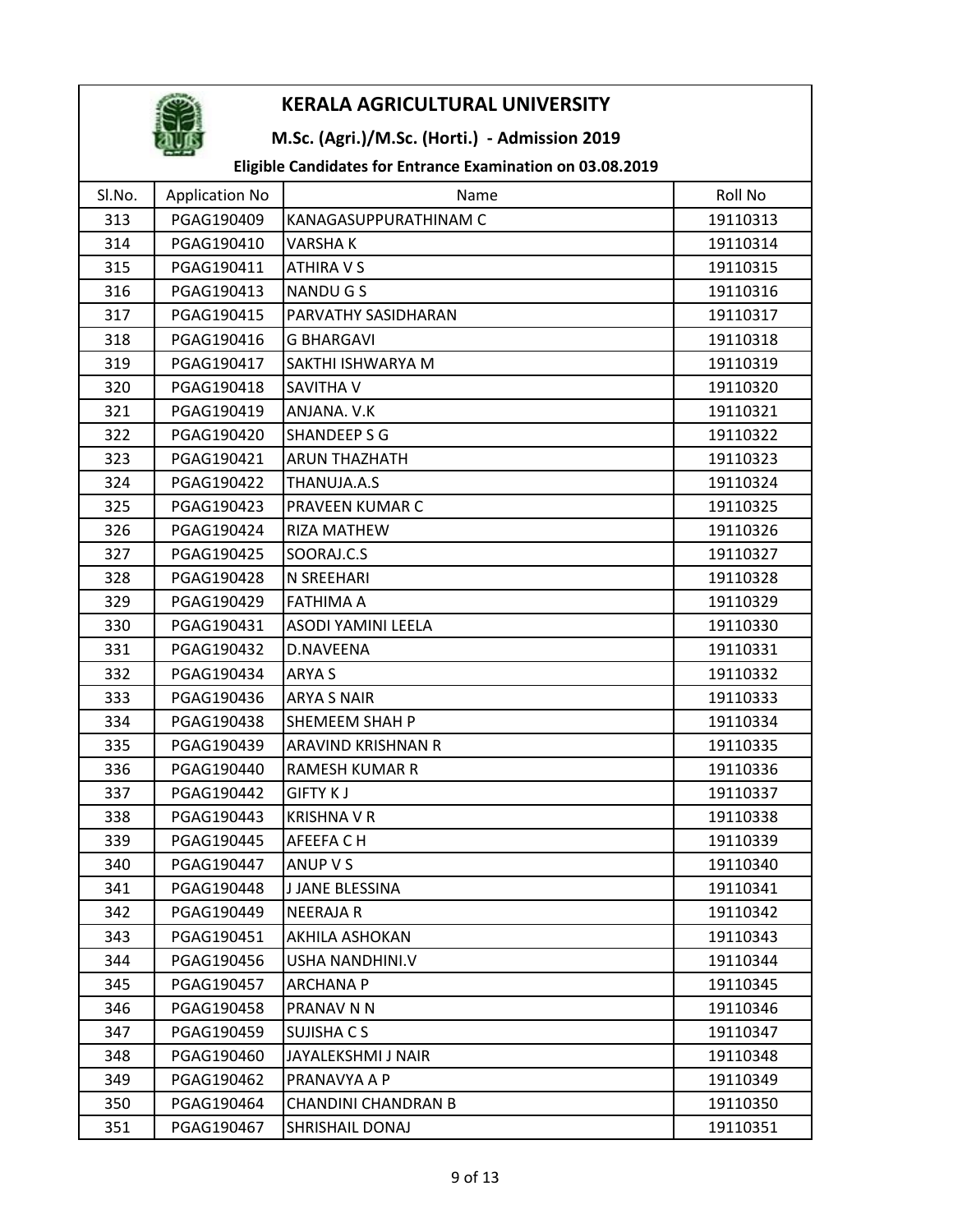# KERALA AGRICULTURAL UNIVERSITY

## M.Sc. (Agri.)/M.Sc. (Horti.) - Admission 2019

### Eligible Candidates for Entrance Examination on 03.08.2019

| Sl.No. | Application No | Name | Roll No |
|---|---|---|---|
| 313 | PGAG190409 | KANAGASUPPURATHINAM C | 19110313 |
| 314 | PGAG190410 | VARSHA K | 19110314 |
| 315 | PGAG190411 | ATHIRA V S | 19110315 |
| 316 | PGAG190413 | NANDU G S | 19110316 |
| 317 | PGAG190415 | PARVATHY SASIDHARAN | 19110317 |
| 318 | PGAG190416 | G BHARGAVI | 19110318 |
| 319 | PGAG190417 | SAKTHI ISHWARYA M | 19110319 |
| 320 | PGAG190418 | SAVITHA V | 19110320 |
| 321 | PGAG190419 | ANJANA. V.K | 19110321 |
| 322 | PGAG190420 | SHANDEEP S G | 19110322 |
| 323 | PGAG190421 | ARUN THAZHATH | 19110323 |
| 324 | PGAG190422 | THANUJA.A.S | 19110324 |
| 325 | PGAG190423 | PRAVEEN KUMAR C | 19110325 |
| 326 | PGAG190424 | RIZA MATHEW | 19110326 |
| 327 | PGAG190425 | SOORAJ.C.S | 19110327 |
| 328 | PGAG190428 | N SREEHARI | 19110328 |
| 329 | PGAG190429 | FATHIMA A | 19110329 |
| 330 | PGAG190431 | ASODI YAMINI LEELA | 19110330 |
| 331 | PGAG190432 | D.NAVEENA | 19110331 |
| 332 | PGAG190434 | ARYA S | 19110332 |
| 333 | PGAG190436 | ARYA S NAIR | 19110333 |
| 334 | PGAG190438 | SHEMEEM SHAH P | 19110334 |
| 335 | PGAG190439 | ARAVIND KRISHNAN R | 19110335 |
| 336 | PGAG190440 | RAMESH KUMAR R | 19110336 |
| 337 | PGAG190442 | GIFTY K J | 19110337 |
| 338 | PGAG190443 | KRISHNA V R | 19110338 |
| 339 | PGAG190445 | AFEEFA C H | 19110339 |
| 340 | PGAG190447 | ANUP V S | 19110340 |
| 341 | PGAG190448 | J JANE BLESSINA | 19110341 |
| 342 | PGAG190449 | NEERAJA R | 19110342 |
| 343 | PGAG190451 | AKHILA ASHOKAN | 19110343 |
| 344 | PGAG190456 | USHA NANDHINI.V | 19110344 |
| 345 | PGAG190457 | ARCHANA P | 19110345 |
| 346 | PGAG190458 | PRANAV N N | 19110346 |
| 347 | PGAG190459 | SUJISHA C S | 19110347 |
| 348 | PGAG190460 | JAYALEKSHMI J NAIR | 19110348 |
| 349 | PGAG190462 | PRANAVYA A P | 19110349 |
| 350 | PGAG190464 | CHANDINI CHANDRAN B | 19110350 |
| 351 | PGAG190467 | SHRISHAIL DONAJ | 19110351 |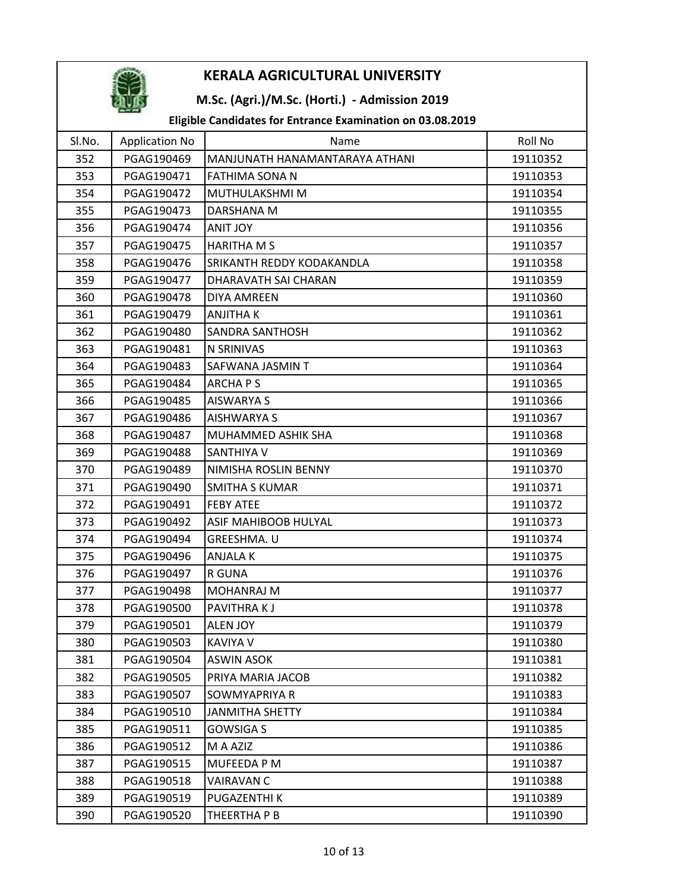# KERALA AGRICULTURAL UNIVERSITY

## M.Sc. (Agri.)/M.Sc. (Horti.) - Admission 2019

### Eligible Candidates for Entrance Examination on 03.08.2019

| Sl.No. | Application No | Name | Roll No |
|---|---|---|---|
| 352 | PGAG190469 | MANJUNATH HANAMANTARAYA ATHANI | 19110352 |
| 353 | PGAG190471 | FATHIMA SONA N | 19110353 |
| 354 | PGAG190472 | MUTHULAKSHMI M | 19110354 |
| 355 | PGAG190473 | DARSHANA M | 19110355 |
| 356 | PGAG190474 | ANIT JOY | 19110356 |
| 357 | PGAG190475 | HARITHA M S | 19110357 |
| 358 | PGAG190476 | SRIKANTH REDDY KODAKANDLA | 19110358 |
| 359 | PGAG190477 | DHARAVATH SAI CHARAN | 19110359 |
| 360 | PGAG190478 | DIYA AMREEN | 19110360 |
| 361 | PGAG190479 | ANJITHA K | 19110361 |
| 362 | PGAG190480 | SANDRA SANTHOSH | 19110362 |
| 363 | PGAG190481 | N SRINIVAS | 19110363 |
| 364 | PGAG190483 | SAFWANA JASMIN T | 19110364 |
| 365 | PGAG190484 | ARCHA P S | 19110365 |
| 366 | PGAG190485 | AISWARYA S | 19110366 |
| 367 | PGAG190486 | AISHWARYA S | 19110367 |
| 368 | PGAG190487 | MUHAMMED ASHIK SHA | 19110368 |
| 369 | PGAG190488 | SANTHIYA V | 19110369 |
| 370 | PGAG190489 | NIMISHA ROSLIN BENNY | 19110370 |
| 371 | PGAG190490 | SMITHA S KUMAR | 19110371 |
| 372 | PGAG190491 | FEBY ATEE | 19110372 |
| 373 | PGAG190492 | ASIF MAHIBOOB HULYAL | 19110373 |
| 374 | PGAG190494 | GREESHMA. U | 19110374 |
| 375 | PGAG190496 | ANJALA K | 19110375 |
| 376 | PGAG190497 | R GUNA | 19110376 |
| 377 | PGAG190498 | MOHANRAJ M | 19110377 |
| 378 | PGAG190500 | PAVITHRA K J | 19110378 |
| 379 | PGAG190501 | ALEN JOY | 19110379 |
| 380 | PGAG190503 | KAVIYA V | 19110380 |
| 381 | PGAG190504 | ASWIN ASOK | 19110381 |
| 382 | PGAG190505 | PRIYA MARIA JACOB | 19110382 |
| 383 | PGAG190507 | SOWMYAPRIYA R | 19110383 |
| 384 | PGAG190510 | JANMITHA SHETTY | 19110384 |
| 385 | PGAG190511 | GOWSIGA S | 19110385 |
| 386 | PGAG190512 | M A AZIZ | 19110386 |
| 387 | PGAG190515 | MUFEEDA P M | 19110387 |
| 388 | PGAG190518 | VAIRAVAN C | 19110388 |
| 389 | PGAG190519 | PUGAZENTHI K | 19110389 |
| 390 | PGAG190520 | THEERTHA P B | 19110390 |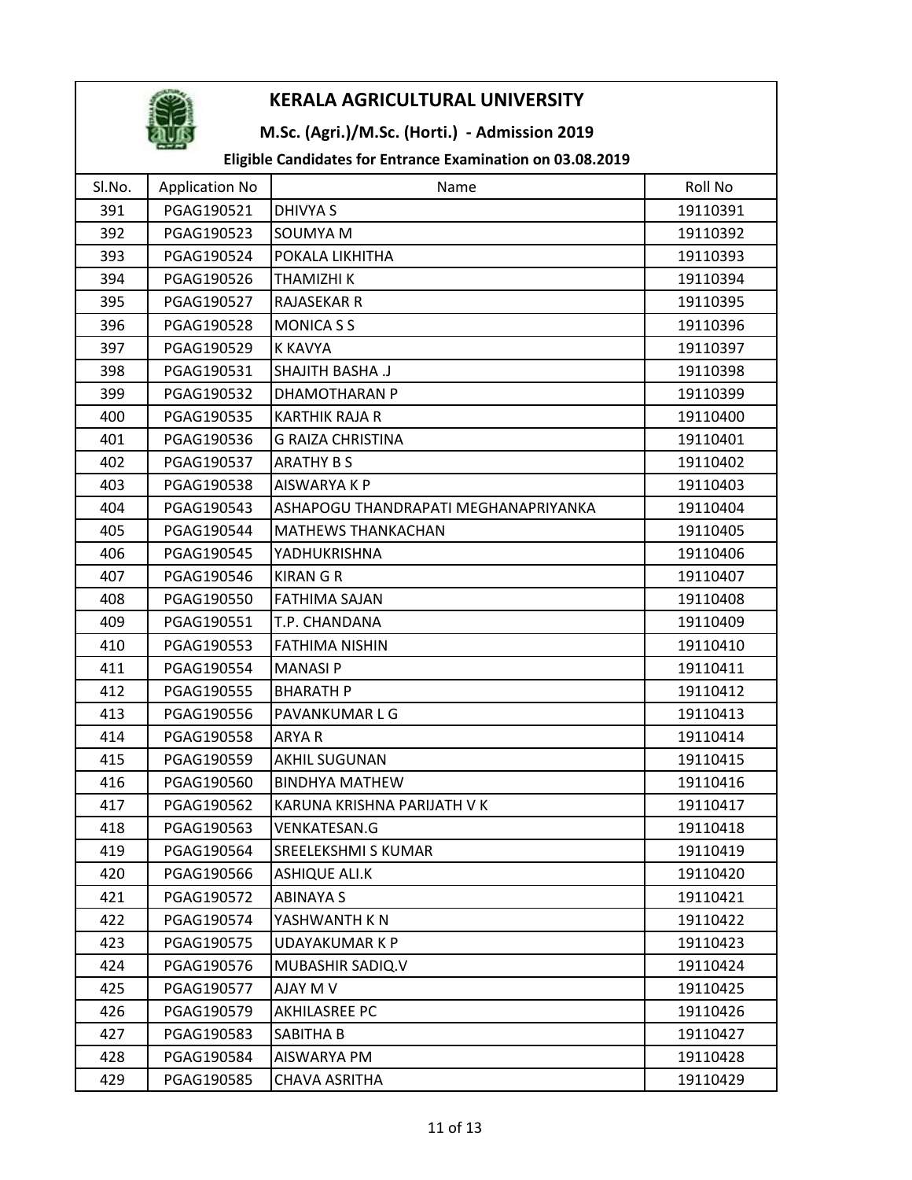# KERALA AGRICULTURAL UNIVERSITY

## M.Sc. (Agri.)/M.Sc. (Horti.) - Admission 2019

### Eligible Candidates for Entrance Examination on 03.08.2019

| Sl.No. | Application No | Name | Roll No |
|---|---|---|---|
| 391 | PGAG190521 | DHIVYA S | 19110391 |
| 392 | PGAG190523 | SOUMYA M | 19110392 |
| 393 | PGAG190524 | POKALA LIKHITHA | 19110393 |
| 394 | PGAG190526 | THAMIZHI K | 19110394 |
| 395 | PGAG190527 | RAJASEKAR R | 19110395 |
| 396 | PGAG190528 | MONICA S S | 19110396 |
| 397 | PGAG190529 | K KAVYA | 19110397 |
| 398 | PGAG190531 | SHAJITH BASHA .J | 19110398 |
| 399 | PGAG190532 | DHAMOTHARAN P | 19110399 |
| 400 | PGAG190535 | KARTHIK RAJA R | 19110400 |
| 401 | PGAG190536 | G RAIZA CHRISTINA | 19110401 |
| 402 | PGAG190537 | ARATHY B S | 19110402 |
| 403 | PGAG190538 | AISWARYA K P | 19110403 |
| 404 | PGAG190543 | ASHAPOGU THANDRAPATI MEGHANAPRIYANKA | 19110404 |
| 405 | PGAG190544 | MATHEWS THANKACHAN | 19110405 |
| 406 | PGAG190545 | YADHUKRISHNA | 19110406 |
| 407 | PGAG190546 | KIRAN G R | 19110407 |
| 408 | PGAG190550 | FATHIMA SAJAN | 19110408 |
| 409 | PGAG190551 | T.P. CHANDANA | 19110409 |
| 410 | PGAG190553 | FATHIMA NISHIN | 19110410 |
| 411 | PGAG190554 | MANASI P | 19110411 |
| 412 | PGAG190555 | BHARATH P | 19110412 |
| 413 | PGAG190556 | PAVANKUMAR L G | 19110413 |
| 414 | PGAG190558 | ARYA R | 19110414 |
| 415 | PGAG190559 | AKHIL SUGUNAN | 19110415 |
| 416 | PGAG190560 | BINDHYA MATHEW | 19110416 |
| 417 | PGAG190562 | KARUNA KRISHNA PARIJATH V K | 19110417 |
| 418 | PGAG190563 | VENKATESAN.G | 19110418 |
| 419 | PGAG190564 | SREELEKSHMI S KUMAR | 19110419 |
| 420 | PGAG190566 | ASHIQUE ALI.K | 19110420 |
| 421 | PGAG190572 | ABINAYA S | 19110421 |
| 422 | PGAG190574 | YASHWANTH K N | 19110422 |
| 423 | PGAG190575 | UDAYAKUMAR K P | 19110423 |
| 424 | PGAG190576 | MUBASHIR SADIQ.V | 19110424 |
| 425 | PGAG190577 | AJAY M V | 19110425 |
| 426 | PGAG190579 | AKHILASREE PC | 19110426 |
| 427 | PGAG190583 | SABITHA B | 19110427 |
| 428 | PGAG190584 | AISWARYA PM | 19110428 |
| 429 | PGAG190585 | CHAVA ASRITHA | 19110429 |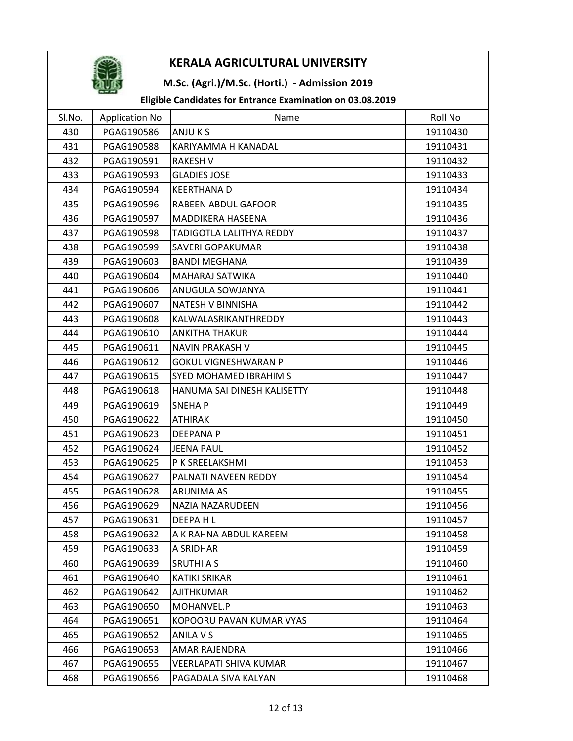# KERALA AGRICULTURAL UNIVERSITY

## M.Sc. (Agri.)/M.Sc. (Horti.) - Admission 2019

### Eligible Candidates for Entrance Examination on 03.08.2019

| Sl.No. | Application No | Name | Roll No |
|---|---|---|---|
| 430 | PGAG190586 | ANJU K S | 19110430 |
| 431 | PGAG190588 | KARIYAMMA H KANADAL | 19110431 |
| 432 | PGAG190591 | RAKESH V | 19110432 |
| 433 | PGAG190593 | GLADIES JOSE | 19110433 |
| 434 | PGAG190594 | KEERTHANA D | 19110434 |
| 435 | PGAG190596 | RABEEN ABDUL GAFOOR | 19110435 |
| 436 | PGAG190597 | MADDIKERA HASEENA | 19110436 |
| 437 | PGAG190598 | TADIGOTLA LALITHYA REDDY | 19110437 |
| 438 | PGAG190599 | SAVERI GOPAKUMAR | 19110438 |
| 439 | PGAG190603 | BANDI MEGHANA | 19110439 |
| 440 | PGAG190604 | MAHARAJ SATWIKA | 19110440 |
| 441 | PGAG190606 | ANUGULA SOWJANYA | 19110441 |
| 442 | PGAG190607 | NATESH V BINNISHA | 19110442 |
| 443 | PGAG190608 | KALWALASRIKANTHREDDY | 19110443 |
| 444 | PGAG190610 | ANKITHA THAKUR | 19110444 |
| 445 | PGAG190611 | NAVIN PRAKASH V | 19110445 |
| 446 | PGAG190612 | GOKUL VIGNESHWARAN P | 19110446 |
| 447 | PGAG190615 | SYED MOHAMED IBRAHIM S | 19110447 |
| 448 | PGAG190618 | HANUMA SAI DINESH KALISETTY | 19110448 |
| 449 | PGAG190619 | SNEHA P | 19110449 |
| 450 | PGAG190622 | ATHIRAK | 19110450 |
| 451 | PGAG190623 | DEEPANA P | 19110451 |
| 452 | PGAG190624 | JEENA PAUL | 19110452 |
| 453 | PGAG190625 | P K SREELAKSHMI | 19110453 |
| 454 | PGAG190627 | PALNATI NAVEEN REDDY | 19110454 |
| 455 | PGAG190628 | ARUNIMA AS | 19110455 |
| 456 | PGAG190629 | NAZIA NAZARUDEEN | 19110456 |
| 457 | PGAG190631 | DEEPA H L | 19110457 |
| 458 | PGAG190632 | A K RAHNA ABDUL KAREEM | 19110458 |
| 459 | PGAG190633 | A SRIDHAR | 19110459 |
| 460 | PGAG190639 | SRUTHI A S | 19110460 |
| 461 | PGAG190640 | KATIKI SRIKAR | 19110461 |
| 462 | PGAG190642 | AJITHKUMAR | 19110462 |
| 463 | PGAG190650 | MOHANVEL.P | 19110463 |
| 464 | PGAG190651 | KOPOORU PAVAN KUMAR VYAS | 19110464 |
| 465 | PGAG190652 | ANILA V S | 19110465 |
| 466 | PGAG190653 | AMAR RAJENDRA | 19110466 |
| 467 | PGAG190655 | VEERLAPATI SHIVA KUMAR | 19110467 |
| 468 | PGAG190656 | PAGADALA SIVA KALYAN | 19110468 |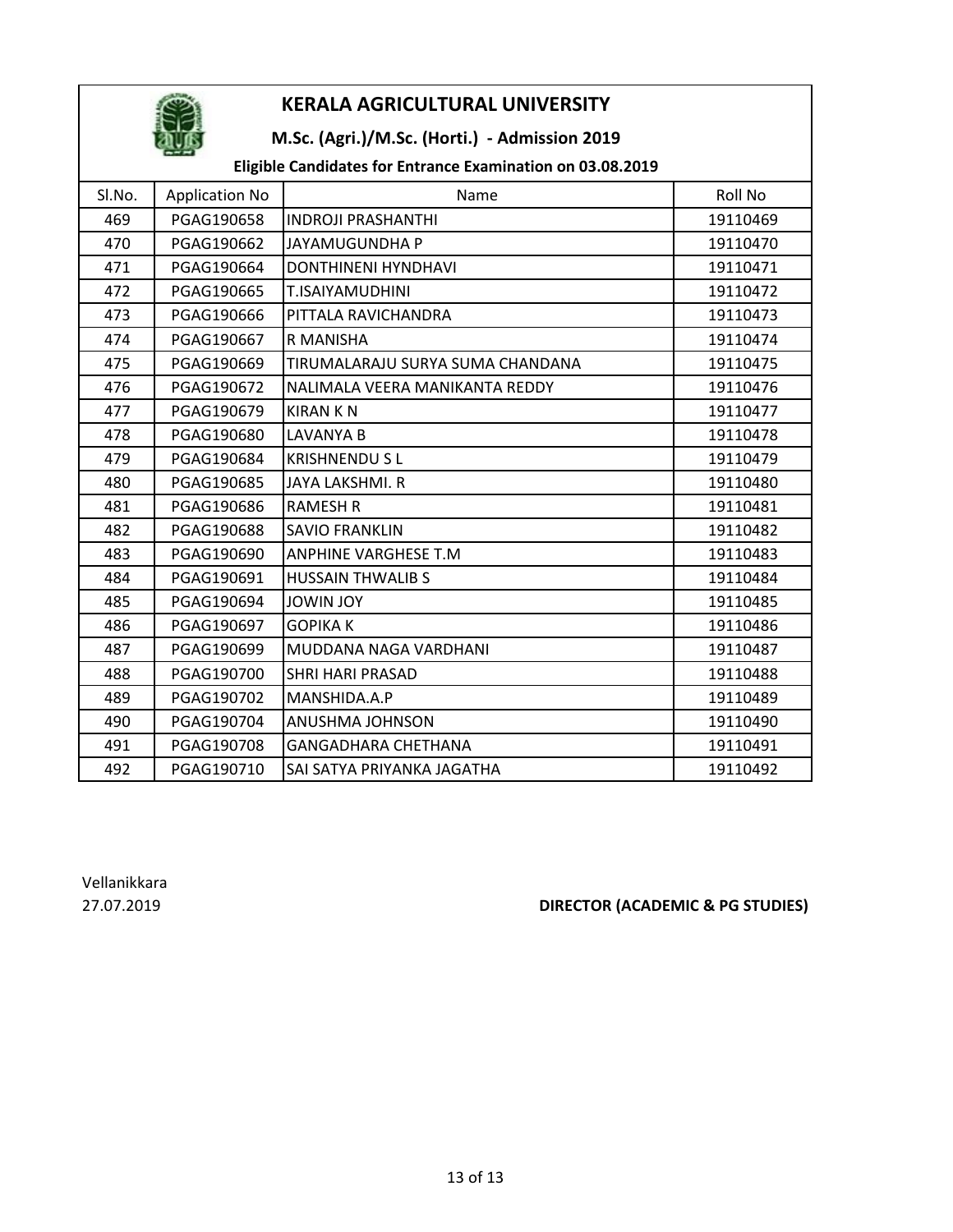# KERALA AGRICULTURAL UNIVERSITY

## M.Sc. (Agri.)/M.Sc. (Horti.) - Admission 2019

### Eligible Candidates for Entrance Examination on 03.08.2019

| Sl.No. | Application No | Name | Roll No |
|---|---|---|---|
| 469 | PGAG190658 | INDROJI PRASHANTHI | 19110469 |
| 470 | PGAG190662 | JAYAMUGUNDHA P | 19110470 |
| 471 | PGAG190664 | DONTHINENI HYNDHAVI | 19110471 |
| 472 | PGAG190665 | T.ISAIYAMUDHINI | 19110472 |
| 473 | PGAG190666 | PITTALA RAVICHANDRA | 19110473 |
| 474 | PGAG190667 | R MANISHA | 19110474 |
| 475 | PGAG190669 | TIRUMALARAJU SURYA SUMA CHANDANA | 19110475 |
| 476 | PGAG190672 | NALIMALA VEERA MANIKANTA REDDY | 19110476 |
| 477 | PGAG190679 | KIRAN K N | 19110477 |
| 478 | PGAG190680 | LAVANYA B | 19110478 |
| 479 | PGAG190684 | KRISHNENDU S L | 19110479 |
| 480 | PGAG190685 | JAYA LAKSHMI. R | 19110480 |
| 481 | PGAG190686 | RAMESH R | 19110481 |
| 482 | PGAG190688 | SAVIO FRANKLIN | 19110482 |
| 483 | PGAG190690 | ANPHINE VARGHESE T.M | 19110483 |
| 484 | PGAG190691 | HUSSAIN THWALIB S | 19110484 |
| 485 | PGAG190694 | JOWIN JOY | 19110485 |
| 486 | PGAG190697 | GOPIKA K | 19110486 |
| 487 | PGAG190699 | MUDDANA NAGA VARDHANI | 19110487 |
| 488 | PGAG190700 | SHRI HARI PRASAD | 19110488 |
| 489 | PGAG190702 | MANSHIDA.A.P | 19110489 |
| 490 | PGAG190704 | ANUSHMA JOHNSON | 19110490 |
| 491 | PGAG190708 | GANGADHARA CHETHANA | 19110491 |
| 492 | PGAG190710 | SAI SATYA PRIYANKA JAGATHA | 19110492 |

Vellanikkara
27.07.2019

**DIRECTOR (ACADEMIC & PG STUDIES)**